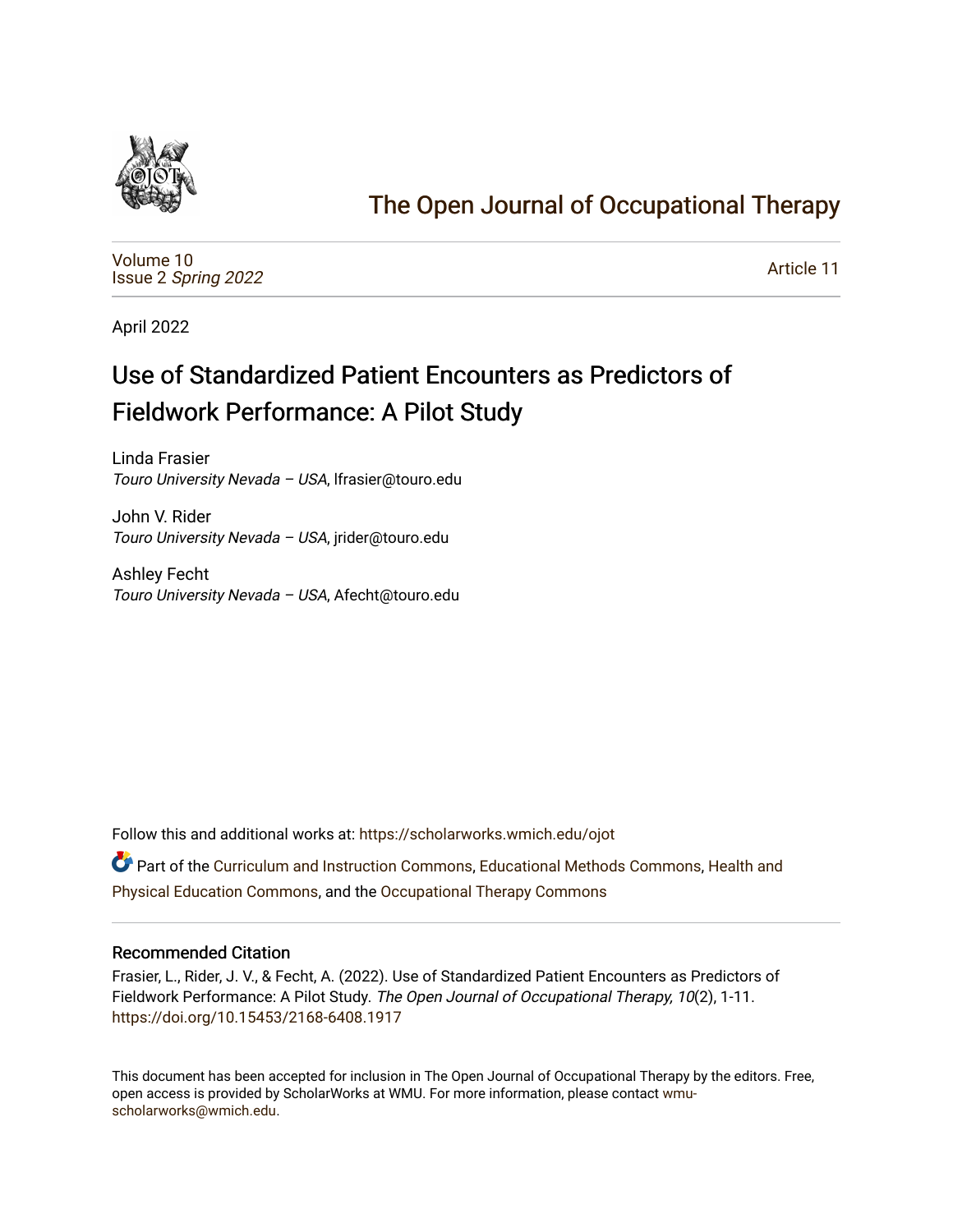# The Open Journal of Occupational Therapy

Volume 10
Issue 2 *Spring 2022*

Article 11

April 2022

## Use of Standardized Patient Encounters as Predictors of Fieldwork Performance: A Pilot Study

Linda Frasier
*Touro University Nevada – USA*, lfrasier@touro.edu

John V. Rider
*Touro University Nevada – USA*, jrider@touro.edu

Ashley Fecht
*Touro University Nevada – USA*, Afecht@touro.edu

Follow this and additional works at: https://scholarworks.wmich.edu/ojot

Part of the Curriculum and Instruction Commons, Educational Methods Commons, Health and Physical Education Commons, and the Occupational Therapy Commons

### Recommended Citation

Frasier, L., Rider, J. V., & Fecht, A. (2022). Use of Standardized Patient Encounters as Predictors of Fieldwork Performance: A Pilot Study. *The Open Journal of Occupational Therapy, 10*(2), 1-11. https://doi.org/10.15453/2168-6408.1917

This document has been accepted for inclusion in The Open Journal of Occupational Therapy by the editors. Free, open access is provided by ScholarWorks at WMU. For more information, please contact wmu-scholarworks@wmich.edu.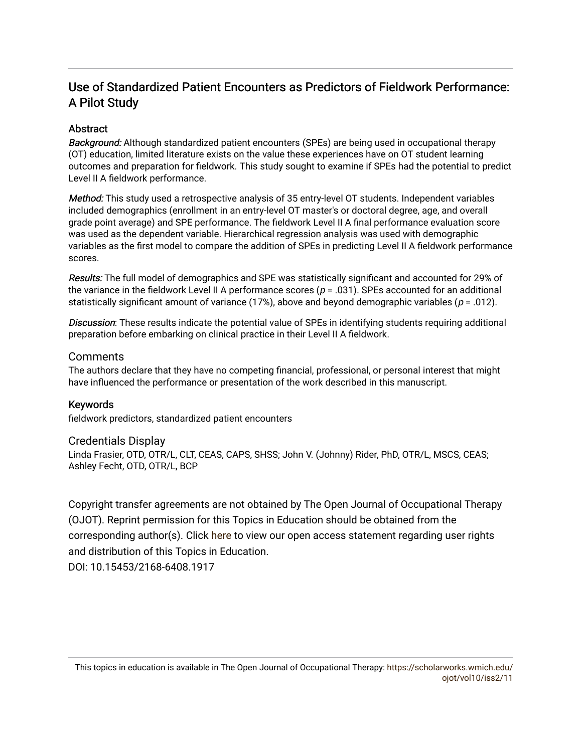# Use of Standardized Patient Encounters as Predictors of Fieldwork Performance: A Pilot Study

## Abstract

*Background:* Although standardized patient encounters (SPEs) are being used in occupational therapy (OT) education, limited literature exists on the value these experiences have on OT student learning outcomes and preparation for fieldwork. This study sought to examine if SPEs had the potential to predict Level II A fieldwork performance.

*Method:* This study used a retrospective analysis of 35 entry-level OT students. Independent variables included demographics (enrollment in an entry-level OT master's or doctoral degree, age, and overall grade point average) and SPE performance. The fieldwork Level II A final performance evaluation score was used as the dependent variable. Hierarchical regression analysis was used with demographic variables as the first model to compare the addition of SPEs in predicting Level II A fieldwork performance scores.

*Results:* The full model of demographics and SPE was statistically significant and accounted for 29% of the variance in the fieldwork Level II A performance scores ($p$ = .031). SPEs accounted for an additional statistically significant amount of variance (17%), above and beyond demographic variables ($p$ = .012).

*Discussion*: These results indicate the potential value of SPEs in identifying students requiring additional preparation before embarking on clinical practice in their Level II A fieldwork.

## Comments

The authors declare that they have no competing financial, professional, or personal interest that might have influenced the performance or presentation of the work described in this manuscript.

## Keywords

fieldwork predictors, standardized patient encounters

## Credentials Display

Linda Frasier, OTD, OTR/L, CLT, CEAS, CAPS, SHSS; John V. (Johnny) Rider, PhD, OTR/L, MSCS, CEAS; Ashley Fecht, OTD, OTR/L, BCP

Copyright transfer agreements are not obtained by The Open Journal of Occupational Therapy (OJOT). Reprint permission for this Topics in Education should be obtained from the corresponding author(s). Click here to view our open access statement regarding user rights and distribution of this Topics in Education.

DOI: 10.15453/2168-6408.1917

This topics in education is available in The Open Journal of Occupational Therapy: https://scholarworks.wmich.edu/ojot/vol10/iss2/11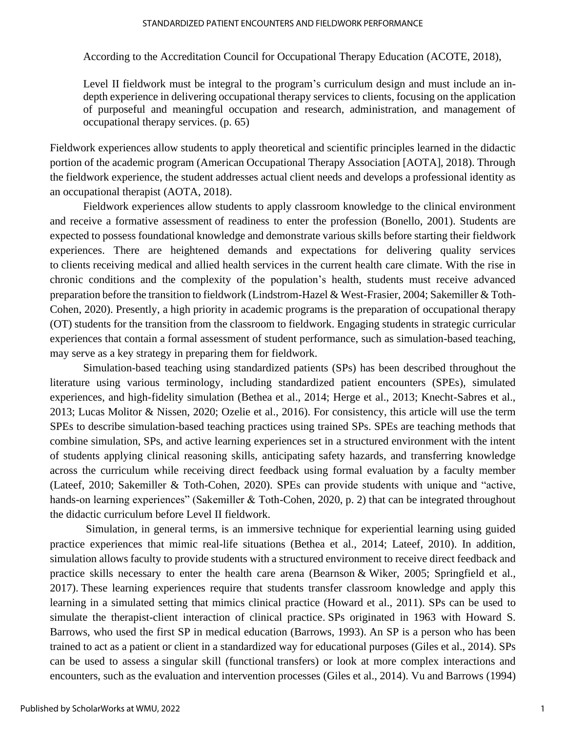According to the Accreditation Council for Occupational Therapy Education (ACOTE, 2018),

> Level II fieldwork must be integral to the program's curriculum design and must include an in-depth experience in delivering occupational therapy services to clients, focusing on the application of purposeful and meaningful occupation and research, administration, and management of occupational therapy services. (p. 65)

Fieldwork experiences allow students to apply theoretical and scientific principles learned in the didactic portion of the academic program (American Occupational Therapy Association [AOTA], 2018). Through the fieldwork experience, the student addresses actual client needs and develops a professional identity as an occupational therapist (AOTA, 2018).

Fieldwork experiences allow students to apply classroom knowledge to the clinical environment and receive a formative assessment of readiness to enter the profession (Bonello, 2001). Students are expected to possess foundational knowledge and demonstrate various skills before starting their fieldwork experiences. There are heightened demands and expectations for delivering quality services to clients receiving medical and allied health services in the current health care climate. With the rise in chronic conditions and the complexity of the population's health, students must receive advanced preparation before the transition to fieldwork (Lindstrom-Hazel & West-Frasier, 2004; Sakemiller & Toth-Cohen, 2020). Presently, a high priority in academic programs is the preparation of occupational therapy (OT) students for the transition from the classroom to fieldwork. Engaging students in strategic curricular experiences that contain a formal assessment of student performance, such as simulation-based teaching, may serve as a key strategy in preparing them for fieldwork.

Simulation-based teaching using standardized patients (SPs) has been described throughout the literature using various terminology, including standardized patient encounters (SPEs), simulated experiences, and high-fidelity simulation (Bethea et al., 2014; Herge et al., 2013; Knecht-Sabres et al., 2013; Lucas Molitor & Nissen, 2020; Ozelie et al., 2016). For consistency, this article will use the term SPEs to describe simulation-based teaching practices using trained SPs. SPEs are teaching methods that combine simulation, SPs, and active learning experiences set in a structured environment with the intent of students applying clinical reasoning skills, anticipating safety hazards, and transferring knowledge across the curriculum while receiving direct feedback using formal evaluation by a faculty member (Lateef, 2010; Sakemiller & Toth-Cohen, 2020). SPEs can provide students with unique and "active, hands-on learning experiences" (Sakemiller & Toth-Cohen, 2020, p. 2) that can be integrated throughout the didactic curriculum before Level II fieldwork.

Simulation, in general terms, is an immersive technique for experiential learning using guided practice experiences that mimic real-life situations (Bethea et al., 2014; Lateef, 2010). In addition, simulation allows faculty to provide students with a structured environment to receive direct feedback and practice skills necessary to enter the health care arena (Bearnson & Wiker, 2005; Springfield et al., 2017). These learning experiences require that students transfer classroom knowledge and apply this learning in a simulated setting that mimics clinical practice (Howard et al., 2011). SPs can be used to simulate the therapist-client interaction of clinical practice. SPs originated in 1963 with Howard S. Barrows, who used the first SP in medical education (Barrows, 1993). An SP is a person who has been trained to act as a patient or client in a standardized way for educational purposes (Giles et al., 2014). SPs can be used to assess a singular skill (functional transfers) or look at more complex interactions and encounters, such as the evaluation and intervention processes (Giles et al., 2014). Vu and Barrows (1994)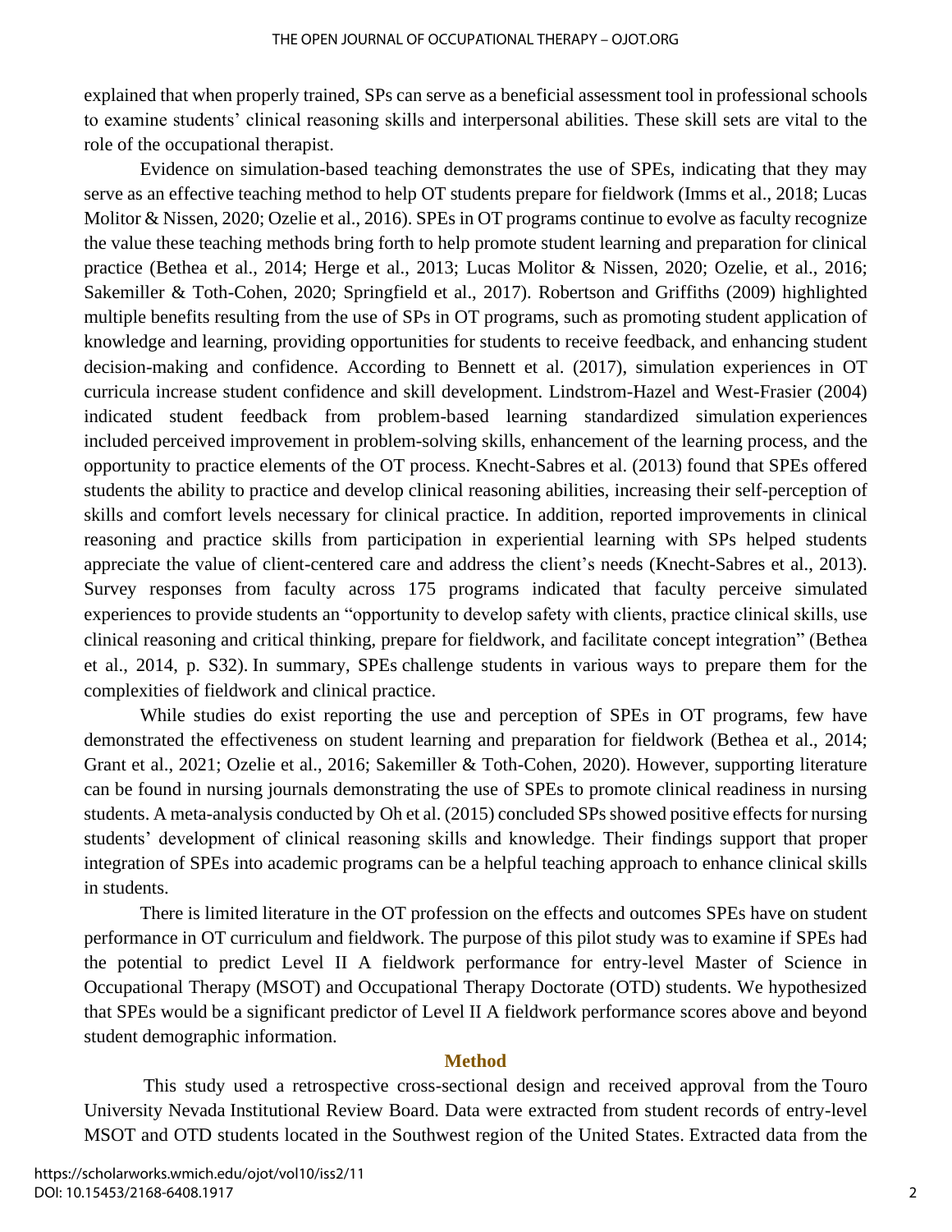explained that when properly trained, SPs can serve as a beneficial assessment tool in professional schools to examine students' clinical reasoning skills and interpersonal abilities. These skill sets are vital to the role of the occupational therapist.

Evidence on simulation-based teaching demonstrates the use of SPEs, indicating that they may serve as an effective teaching method to help OT students prepare for fieldwork (Imms et al., 2018; Lucas Molitor & Nissen, 2020; Ozelie et al., 2016). SPEs in OT programs continue to evolve as faculty recognize the value these teaching methods bring forth to help promote student learning and preparation for clinical practice (Bethea et al., 2014; Herge et al., 2013; Lucas Molitor & Nissen, 2020; Ozelie, et al., 2016; Sakemiller & Toth-Cohen, 2020; Springfield et al., 2017). Robertson and Griffiths (2009) highlighted multiple benefits resulting from the use of SPs in OT programs, such as promoting student application of knowledge and learning, providing opportunities for students to receive feedback, and enhancing student decision-making and confidence. According to Bennett et al. (2017), simulation experiences in OT curricula increase student confidence and skill development. Lindstrom-Hazel and West-Frasier (2004) indicated student feedback from problem-based learning standardized simulation experiences included perceived improvement in problem-solving skills, enhancement of the learning process, and the opportunity to practice elements of the OT process. Knecht-Sabres et al. (2013) found that SPEs offered students the ability to practice and develop clinical reasoning abilities, increasing their self-perception of skills and comfort levels necessary for clinical practice. In addition, reported improvements in clinical reasoning and practice skills from participation in experiential learning with SPs helped students appreciate the value of client-centered care and address the client's needs (Knecht-Sabres et al., 2013). Survey responses from faculty across 175 programs indicated that faculty perceive simulated experiences to provide students an "opportunity to develop safety with clients, practice clinical skills, use clinical reasoning and critical thinking, prepare for fieldwork, and facilitate concept integration" (Bethea et al., 2014, p. S32). In summary, SPEs challenge students in various ways to prepare them for the complexities of fieldwork and clinical practice.

While studies do exist reporting the use and perception of SPEs in OT programs, few have demonstrated the effectiveness on student learning and preparation for fieldwork (Bethea et al., 2014; Grant et al., 2021; Ozelie et al., 2016; Sakemiller & Toth-Cohen, 2020). However, supporting literature can be found in nursing journals demonstrating the use of SPEs to promote clinical readiness in nursing students. A meta-analysis conducted by Oh et al. (2015) concluded SPs showed positive effects for nursing students' development of clinical reasoning skills and knowledge. Their findings support that proper integration of SPEs into academic programs can be a helpful teaching approach to enhance clinical skills in students.

There is limited literature in the OT profession on the effects and outcomes SPEs have on student performance in OT curriculum and fieldwork. The purpose of this pilot study was to examine if SPEs had the potential to predict Level II A fieldwork performance for entry-level Master of Science in Occupational Therapy (MSOT) and Occupational Therapy Doctorate (OTD) students. We hypothesized that SPEs would be a significant predictor of Level II A fieldwork performance scores above and beyond student demographic information.

## Method

This study used a retrospective cross-sectional design and received approval from the Touro University Nevada Institutional Review Board. Data were extracted from student records of entry-level MSOT and OTD students located in the Southwest region of the United States. Extracted data from the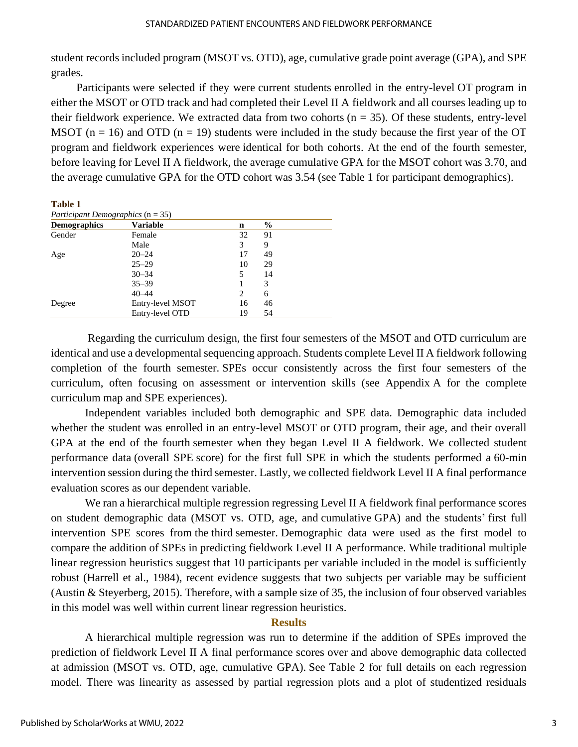student records included program (MSOT vs. OTD), age, cumulative grade point average (GPA), and SPE grades.

Participants were selected if they were current students enrolled in the entry-level OT program in either the MSOT or OTD track and had completed their Level II A fieldwork and all courses leading up to their fieldwork experience. We extracted data from two cohorts (n = 35). Of these students, entry-level MSOT (n = 16) and OTD (n = 19) students were included in the study because the first year of the OT program and fieldwork experiences were identical for both cohorts. At the end of the fourth semester, before leaving for Level II A fieldwork, the average cumulative GPA for the MSOT cohort was 3.70, and the average cumulative GPA for the OTD cohort was 3.54 (see Table 1 for participant demographics).

**Table 1**

*Participant Demographics* (n = 35)

| Demographics | Variable | n | % |
|---|---|---|---|
| Gender | Female | 32 | 91 |
| | Male | 3 | 9 |
| Age | 20–24 | 17 | 49 |
| | 25–29 | 10 | 29 |
| | 30–34 | 5 | 14 |
| | 35–39 | 1 | 3 |
| | 40–44 | 2 | 6 |
| Degree | Entry-level MSOT | 16 | 46 |
| | Entry-level OTD | 19 | 54 |

Regarding the curriculum design, the first four semesters of the MSOT and OTD curriculum are identical and use a developmental sequencing approach. Students complete Level II A fieldwork following completion of the fourth semester. SPEs occur consistently across the first four semesters of the curriculum, often focusing on assessment or intervention skills (see Appendix A for the complete curriculum map and SPE experiences).

Independent variables included both demographic and SPE data. Demographic data included whether the student was enrolled in an entry-level MSOT or OTD program, their age, and their overall GPA at the end of the fourth semester when they began Level II A fieldwork. We collected student performance data (overall SPE score) for the first full SPE in which the students performed a 60-min intervention session during the third semester. Lastly, we collected fieldwork Level II A final performance evaluation scores as our dependent variable.

We ran a hierarchical multiple regression regressing Level II A fieldwork final performance scores on student demographic data (MSOT vs. OTD, age, and cumulative GPA) and the students' first full intervention SPE scores from the third semester. Demographic data were used as the first model to compare the addition of SPEs in predicting fieldwork Level II A performance. While traditional multiple linear regression heuristics suggest that 10 participants per variable included in the model is sufficiently robust (Harrell et al., 1984), recent evidence suggests that two subjects per variable may be sufficient (Austin & Steyerberg, 2015). Therefore, with a sample size of 35, the inclusion of four observed variables in this model was well within current linear regression heuristics.

## Results

A hierarchical multiple regression was run to determine if the addition of SPEs improved the prediction of fieldwork Level II A final performance scores over and above demographic data collected at admission (MSOT vs. OTD, age, cumulative GPA). See Table 2 for full details on each regression model. There was linearity as assessed by partial regression plots and a plot of studentized residuals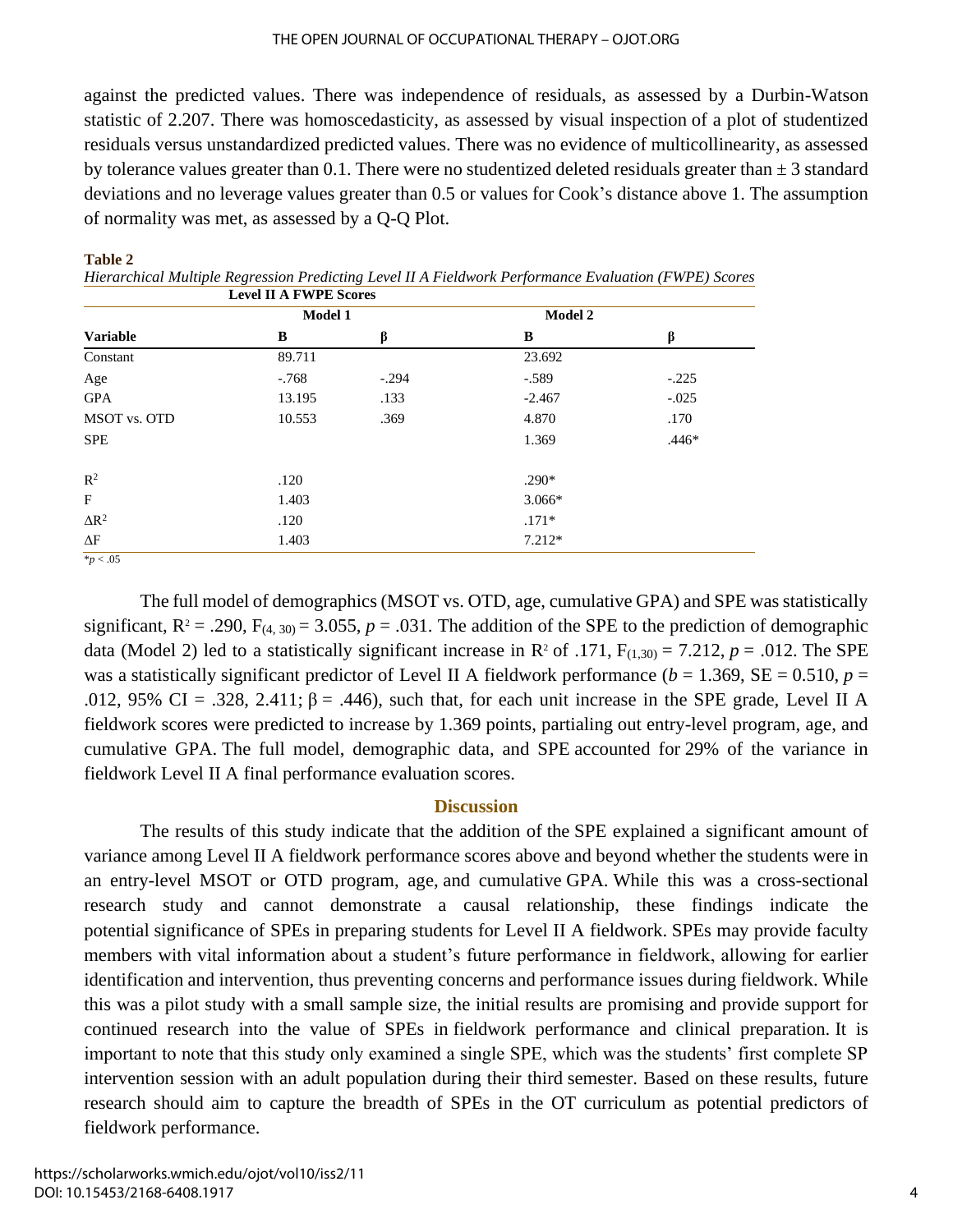against the predicted values. There was independence of residuals, as assessed by a Durbin-Watson statistic of 2.207. There was homoscedasticity, as assessed by visual inspection of a plot of studentized residuals versus unstandardized predicted values. There was no evidence of multicollinearity, as assessed by tolerance values greater than 0.1. There were no studentized deleted residuals greater than ± 3 standard deviations and no leverage values greater than 0.5 or values for Cook's distance above 1. The assumption of normality was met, as assessed by a Q-Q Plot.

**Table 2**

*Hierarchical Multiple Regression Predicting Level II A Fieldwork Performance Evaluation (FWPE) Scores*

| | Level II A FWPE Scores | | | |
|---|---|---|---|---|
| | Model 1 | | Model 2 | |
| **Variable** | **B** | **β** | **B** | **β** |
| Constant | 89.711 | | 23.692 | |
| Age | -.768 | -.294 | -.589 | -.225 |
| GPA | 13.195 | .133 | -2.467 | -.025 |
| MSOT vs. OTD | 10.553 | .369 | 4.870 | .170 |
| SPE | | | 1.369 | .446* |
| $R^2$ | .120 | | .290* | |
| F | 1.403 | | 3.066* | |
| $\Delta R^2$ | .120 | | .171* | |
| $\Delta F$ | 1.403 | | 7.212* | |

*$p < .05$

The full model of demographics (MSOT vs. OTD, age, cumulative GPA) and SPE was statistically significant, $R^2 = .290$, $F_{(4, 30)} = 3.055$, $p = .031$. The addition of the SPE to the prediction of demographic data (Model 2) led to a statistically significant increase in $R^2$ of .171, $F_{(1,30)} = 7.212$, $p = .012$. The SPE was a statistically significant predictor of Level II A fieldwork performance ($b = 1.369$, SE = 0.510, $p = .012$, 95% CI = .328, 2.411; $\beta = .446$), such that, for each unit increase in the SPE grade, Level II A fieldwork scores were predicted to increase by 1.369 points, partialing out entry-level program, age, and cumulative GPA. The full model, demographic data, and SPE accounted for 29% of the variance in fieldwork Level II A final performance evaluation scores.

## Discussion

The results of this study indicate that the addition of the SPE explained a significant amount of variance among Level II A fieldwork performance scores above and beyond whether the students were in an entry-level MSOT or OTD program, age, and cumulative GPA. While this was a cross-sectional research study and cannot demonstrate a causal relationship, these findings indicate the potential significance of SPEs in preparing students for Level II A fieldwork. SPEs may provide faculty members with vital information about a student's future performance in fieldwork, allowing for earlier identification and intervention, thus preventing concerns and performance issues during fieldwork. While this was a pilot study with a small sample size, the initial results are promising and provide support for continued research into the value of SPEs in fieldwork performance and clinical preparation. It is important to note that this study only examined a single SPE, which was the students' first complete SP intervention session with an adult population during their third semester. Based on these results, future research should aim to capture the breadth of SPEs in the OT curriculum as potential predictors of fieldwork performance.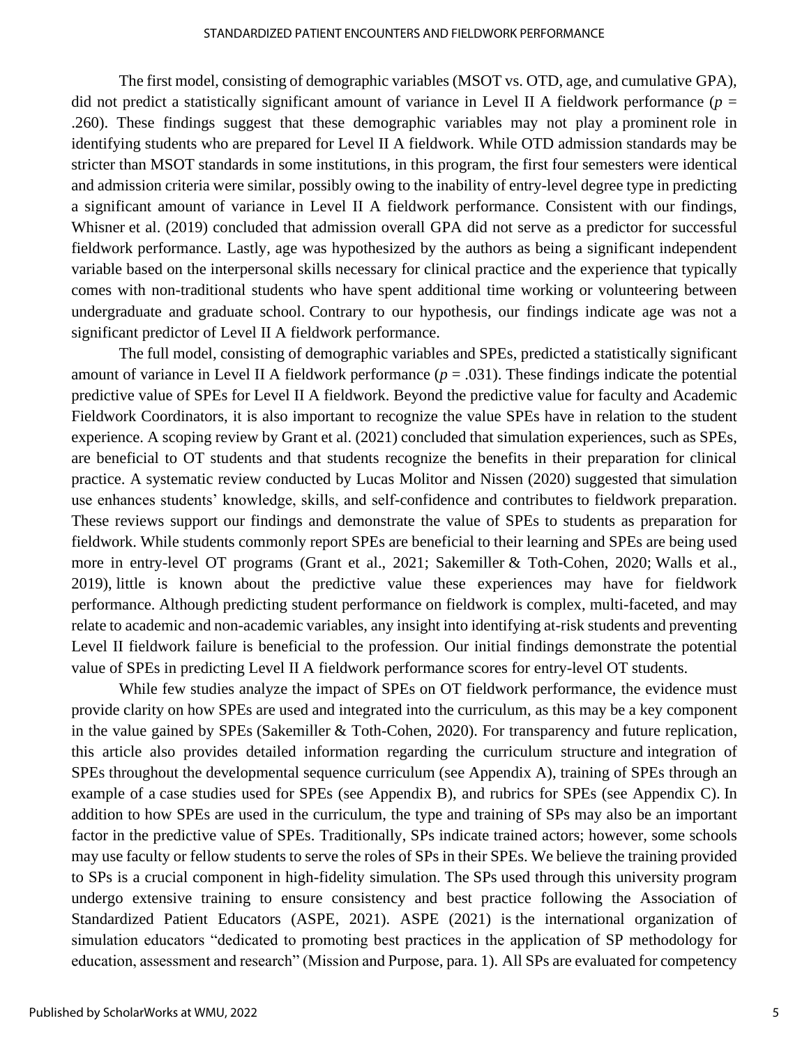The first model, consisting of demographic variables (MSOT vs. OTD, age, and cumulative GPA), did not predict a statistically significant amount of variance in Level II A fieldwork performance ($p$ = .260). These findings suggest that these demographic variables may not play a prominent role in identifying students who are prepared for Level II A fieldwork. While OTD admission standards may be stricter than MSOT standards in some institutions, in this program, the first four semesters were identical and admission criteria were similar, possibly owing to the inability of entry-level degree type in predicting a significant amount of variance in Level II A fieldwork performance. Consistent with our findings, Whisner et al. (2019) concluded that admission overall GPA did not serve as a predictor for successful fieldwork performance. Lastly, age was hypothesized by the authors as being a significant independent variable based on the interpersonal skills necessary for clinical practice and the experience that typically comes with non-traditional students who have spent additional time working or volunteering between undergraduate and graduate school. Contrary to our hypothesis, our findings indicate age was not a significant predictor of Level II A fieldwork performance.

The full model, consisting of demographic variables and SPEs, predicted a statistically significant amount of variance in Level II A fieldwork performance ($p$ = .031). These findings indicate the potential predictive value of SPEs for Level II A fieldwork. Beyond the predictive value for faculty and Academic Fieldwork Coordinators, it is also important to recognize the value SPEs have in relation to the student experience. A scoping review by Grant et al. (2021) concluded that simulation experiences, such as SPEs, are beneficial to OT students and that students recognize the benefits in their preparation for clinical practice. A systematic review conducted by Lucas Molitor and Nissen (2020) suggested that simulation use enhances students' knowledge, skills, and self-confidence and contributes to fieldwork preparation. These reviews support our findings and demonstrate the value of SPEs to students as preparation for fieldwork. While students commonly report SPEs are beneficial to their learning and SPEs are being used more in entry-level OT programs (Grant et al., 2021; Sakemiller & Toth-Cohen, 2020; Walls et al., 2019), little is known about the predictive value these experiences may have for fieldwork performance. Although predicting student performance on fieldwork is complex, multi-faceted, and may relate to academic and non-academic variables, any insight into identifying at-risk students and preventing Level II fieldwork failure is beneficial to the profession. Our initial findings demonstrate the potential value of SPEs in predicting Level II A fieldwork performance scores for entry-level OT students.

While few studies analyze the impact of SPEs on OT fieldwork performance, the evidence must provide clarity on how SPEs are used and integrated into the curriculum, as this may be a key component in the value gained by SPEs (Sakemiller & Toth-Cohen, 2020). For transparency and future replication, this article also provides detailed information regarding the curriculum structure and integration of SPEs throughout the developmental sequence curriculum (see Appendix A), training of SPEs through an example of a case studies used for SPEs (see Appendix B), and rubrics for SPEs (see Appendix C). In addition to how SPEs are used in the curriculum, the type and training of SPs may also be an important factor in the predictive value of SPEs. Traditionally, SPs indicate trained actors; however, some schools may use faculty or fellow students to serve the roles of SPs in their SPEs. We believe the training provided to SPs is a crucial component in high-fidelity simulation. The SPs used through this university program undergo extensive training to ensure consistency and best practice following the Association of Standardized Patient Educators (ASPE, 2021). ASPE (2021) is the international organization of simulation educators "dedicated to promoting best practices in the application of SP methodology for education, assessment and research" (Mission and Purpose, para. 1). All SPs are evaluated for competency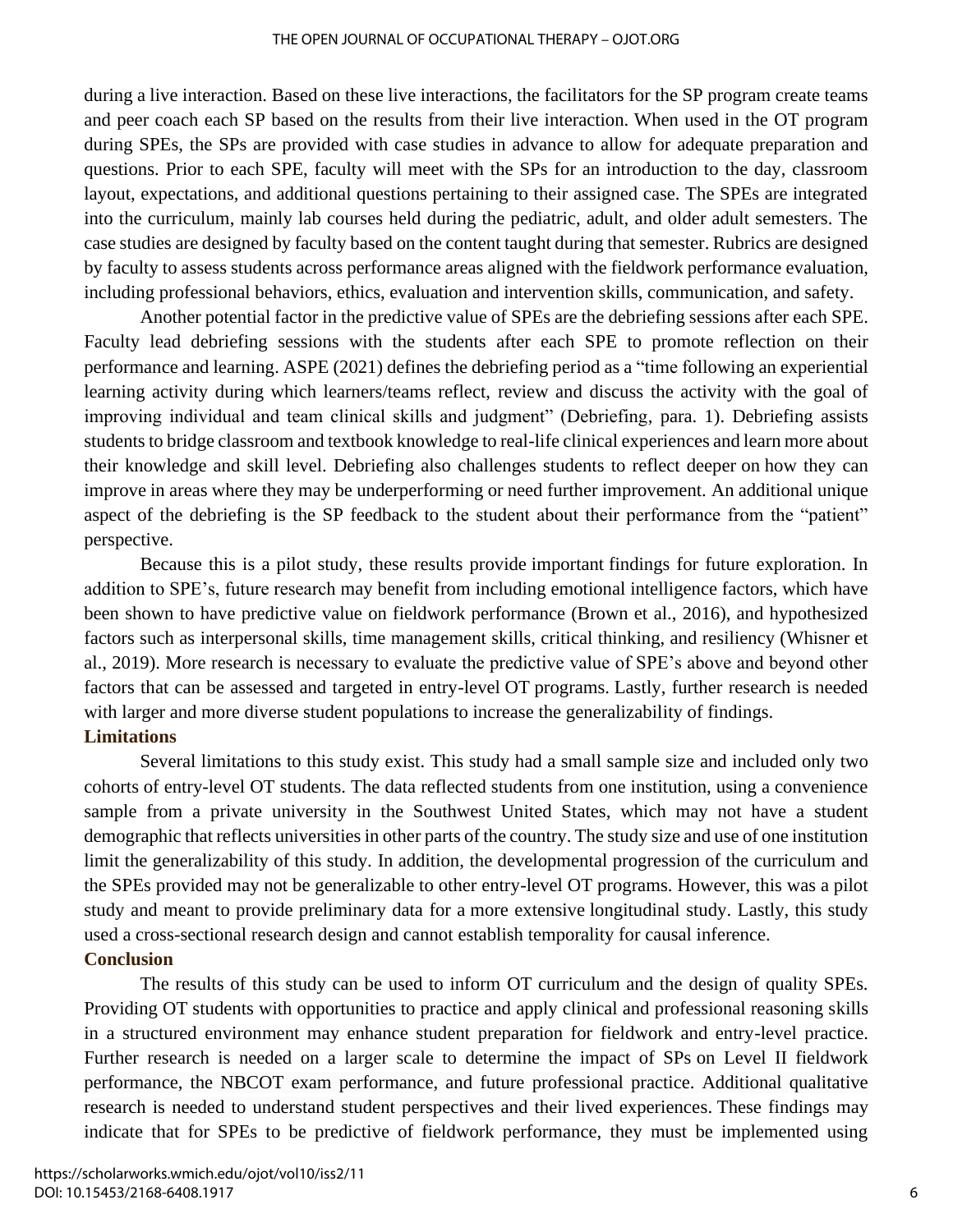during a live interaction. Based on these live interactions, the facilitators for the SP program create teams and peer coach each SP based on the results from their live interaction. When used in the OT program during SPEs, the SPs are provided with case studies in advance to allow for adequate preparation and questions. Prior to each SPE, faculty will meet with the SPs for an introduction to the day, classroom layout, expectations, and additional questions pertaining to their assigned case. The SPEs are integrated into the curriculum, mainly lab courses held during the pediatric, adult, and older adult semesters. The case studies are designed by faculty based on the content taught during that semester. Rubrics are designed by faculty to assess students across performance areas aligned with the fieldwork performance evaluation, including professional behaviors, ethics, evaluation and intervention skills, communication, and safety.

Another potential factor in the predictive value of SPEs are the debriefing sessions after each SPE. Faculty lead debriefing sessions with the students after each SPE to promote reflection on their performance and learning. ASPE (2021) defines the debriefing period as a "time following an experiential learning activity during which learners/teams reflect, review and discuss the activity with the goal of improving individual and team clinical skills and judgment" (Debriefing, para. 1). Debriefing assists students to bridge classroom and textbook knowledge to real-life clinical experiences and learn more about their knowledge and skill level. Debriefing also challenges students to reflect deeper on how they can improve in areas where they may be underperforming or need further improvement. An additional unique aspect of the debriefing is the SP feedback to the student about their performance from the "patient" perspective.

Because this is a pilot study, these results provide important findings for future exploration. In addition to SPE's, future research may benefit from including emotional intelligence factors, which have been shown to have predictive value on fieldwork performance (Brown et al., 2016), and hypothesized factors such as interpersonal skills, time management skills, critical thinking, and resiliency (Whisner et al., 2019). More research is necessary to evaluate the predictive value of SPE's above and beyond other factors that can be assessed and targeted in entry-level OT programs. Lastly, further research is needed with larger and more diverse student populations to increase the generalizability of findings.

### Limitations

Several limitations to this study exist. This study had a small sample size and included only two cohorts of entry-level OT students. The data reflected students from one institution, using a convenience sample from a private university in the Southwest United States, which may not have a student demographic that reflects universities in other parts of the country. The study size and use of one institution limit the generalizability of this study. In addition, the developmental progression of the curriculum and the SPEs provided may not be generalizable to other entry-level OT programs. However, this was a pilot study and meant to provide preliminary data for a more extensive longitudinal study. Lastly, this study used a cross-sectional research design and cannot establish temporality for causal inference.

### Conclusion

The results of this study can be used to inform OT curriculum and the design of quality SPEs. Providing OT students with opportunities to practice and apply clinical and professional reasoning skills in a structured environment may enhance student preparation for fieldwork and entry-level practice. Further research is needed on a larger scale to determine the impact of SPs on Level II fieldwork performance, the NBCOT exam performance, and future professional practice. Additional qualitative research is needed to understand student perspectives and their lived experiences. These findings may indicate that for SPEs to be predictive of fieldwork performance, they must be implemented using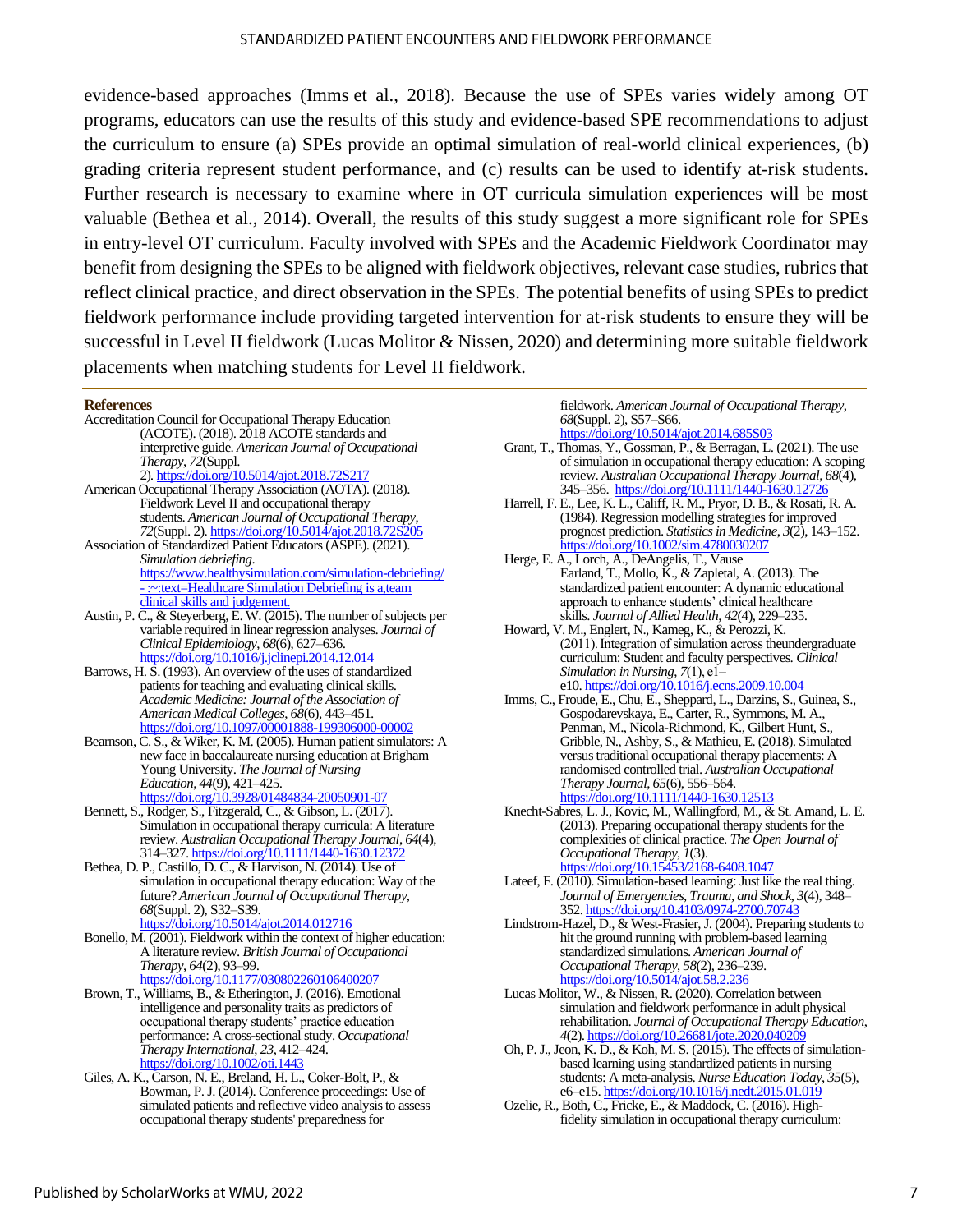evidence-based approaches (Imms et al., 2018). Because the use of SPEs varies widely among OT programs, educators can use the results of this study and evidence-based SPE recommendations to adjust the curriculum to ensure (a) SPEs provide an optimal simulation of real-world clinical experiences, (b) grading criteria represent student performance, and (c) results can be used to identify at-risk students. Further research is necessary to examine where in OT curricula simulation experiences will be most valuable (Bethea et al., 2014). Overall, the results of this study suggest a more significant role for SPEs in entry-level OT curriculum. Faculty involved with SPEs and the Academic Fieldwork Coordinator may benefit from designing the SPEs to be aligned with fieldwork objectives, relevant case studies, rubrics that reflect clinical practice, and direct observation in the SPEs. The potential benefits of using SPEs to predict fieldwork performance include providing targeted intervention for at-risk students to ensure they will be successful in Level II fieldwork (Lucas Molitor & Nissen, 2020) and determining more suitable fieldwork placements when matching students for Level II fieldwork.

## References

Accreditation Council for Occupational Therapy Education (ACOTE). (2018). 2018 ACOTE standards and interpretive guide. *American Journal of Occupational Therapy*, *72*(Suppl. 2). https://doi.org/10.5014/ajot.2018.72S217

American Occupational Therapy Association (AOTA). (2018). Fieldwork Level II and occupational therapy students. *American Journal of Occupational Therapy*, *72*(Suppl. 2). https://doi.org/10.5014/ajot.2018.72S205

Association of Standardized Patient Educators (ASPE). (2021). *Simulation debriefing*. https://www.healthysimulation.com/simulation-debriefing/-:~:text=Healthcare Simulation Debriefing is a,team clinical skills and judgement.

Austin, P. C., & Steyerberg, E. W. (2015). The number of subjects per variable required in linear regression analyses. *Journal of Clinical Epidemiology*, *68*(6), 627–636. https://doi.org/10.1016/j.jclinepi.2014.12.014

Barrows, H. S. (1993). An overview of the uses of standardized patients for teaching and evaluating clinical skills. *Academic Medicine: Journal of the Association of American Medical Colleges*, *68*(6), 443–451. https://doi.org/10.1097/00001888-199306000-00002

Bearnson, C. S., & Wiker, K. M. (2005). Human patient simulators: A new face in baccalaureate nursing education at Brigham Young University. *The Journal of Nursing Education*, *44*(9), 421–425. https://doi.org/10.3928/01484834-20050901-07

Bennett, S., Rodger, S., Fitzgerald, C., & Gibson, L. (2017). Simulation in occupational therapy curricula: A literature review. *Australian Occupational Therapy Journal*, *64*(4), 314–327. https://doi.org/10.1111/1440-1630.12372

Bethea, D. P., Castillo, D. C., & Harvison, N. (2014). Use of simulation in occupational therapy education: Way of the future? *American Journal of Occupational Therapy*, *68*(Suppl. 2), S32–S39. https://doi.org/10.5014/ajot.2014.012716

Bonello, M. (2001). Fieldwork within the context of higher education: A literature review. *British Journal of Occupational Therapy*, *64*(2), 93–99. https://doi.org/10.1177/030802260106400207

Brown, T., Williams, B., & Etherington, J. (2016). Emotional intelligence and personality traits as predictors of occupational therapy students' practice education performance: A cross-sectional study. *Occupational Therapy International*, *23*, 412–424. https://doi.org/10.1002/oti.1443

Giles, A. K., Carson, N. E., Breland, H. L., Coker-Bolt, P., & Bowman, P. J. (2014). Conference proceedings: Use of simulated patients and reflective video analysis to assess occupational therapy students' preparedness for fieldwork. *American Journal of Occupational Therapy*, *68*(Suppl. 2), S57–S66. https://doi.org/10.5014/ajot.2014.685S03

Grant, T., Thomas, Y., Gossman, P., & Berragan, L. (2021). The use of simulation in occupational therapy education: A scoping review. *Australian Occupational Therapy Journal*, *68*(4), 345–356. https://doi.org/10.1111/1440-1630.12726

Harrell, F. E., Lee, K. L., Califf, R. M., Pryor, D. B., & Rosati, R. A. (1984). Regression modelling strategies for improved prognost prediction. *Statistics in Medicine*, *3*(2), 143–152. https://doi.org/10.1002/sim.4780030207

Herge, E. A., Lorch, A., DeAngelis, T., Vause Earland, T., Mollo, K., & Zapletal, A. (2013). The standardized patient encounter: A dynamic educational approach to enhance students' clinical healthcare skills. *Journal of Allied Health*, *42*(4), 229–235.

Howard, V. M., Englert, N., Kameg, K., & Perozzi, K. (2011). Integration of simulation across theundergraduate curriculum: Student and faculty perspectives. *Clinical Simulation in Nursing*, *7*(1), e1–e10. https://doi.org/10.1016/j.ecns.2009.10.004

Imms, C., Froude, E., Chu, E., Sheppard, L., Darzins, S., Guinea, S., Gospodarevskaya, E., Carter, R., Symmons, M. A., Penman, M., Nicola-Richmond, K., Gilbert Hunt, S., Gribble, N., Ashby, S., & Mathieu, E. (2018). Simulated versus traditional occupational therapy placements: A randomised controlled trial. *Australian Occupational Therapy Journal*, *65*(6), 556–564. https://doi.org/10.1111/1440-1630.12513

Knecht-Sabres, L. J., Kovic, M., Wallingford, M., & St. Amand, L. E. (2013). Preparing occupational therapy students for the complexities of clinical practice. *The Open Journal of Occupational Therapy*, *1*(3). https://doi.org/10.15453/2168-6408.1047

Lateef, F. (2010). Simulation-based learning: Just like the real thing. *Journal of Emergencies, Trauma, and Shock*, *3*(4), 348–352. https://doi.org/10.4103/0974-2700.70743

Lindstrom-Hazel, D., & West-Frasier, J. (2004). Preparing students to hit the ground running with problem-based learning standardized simulations. *American Journal of Occupational Therapy*, *58*(2), 236–239. https://doi.org/10.5014/ajot.58.2.236

Lucas Molitor, W., & Nissen, R. (2020). Correlation between simulation and fieldwork performance in adult physical rehabilitation. *Journal of Occupational Therapy Education*, *4*(2). https://doi.org/10.26681/jote.2020.040209

Oh, P. J., Jeon, K. D., & Koh, M. S. (2015). The effects of simulation-based learning using standardized patients in nursing students: A meta-analysis. *Nurse Education Today*, *35*(5), e6–e15. https://doi.org/10.1016/j.nedt.2015.01.019

Ozelie, R., Both, C., Fricke, E., & Maddock, C. (2016). High-fidelity simulation in occupational therapy curriculum: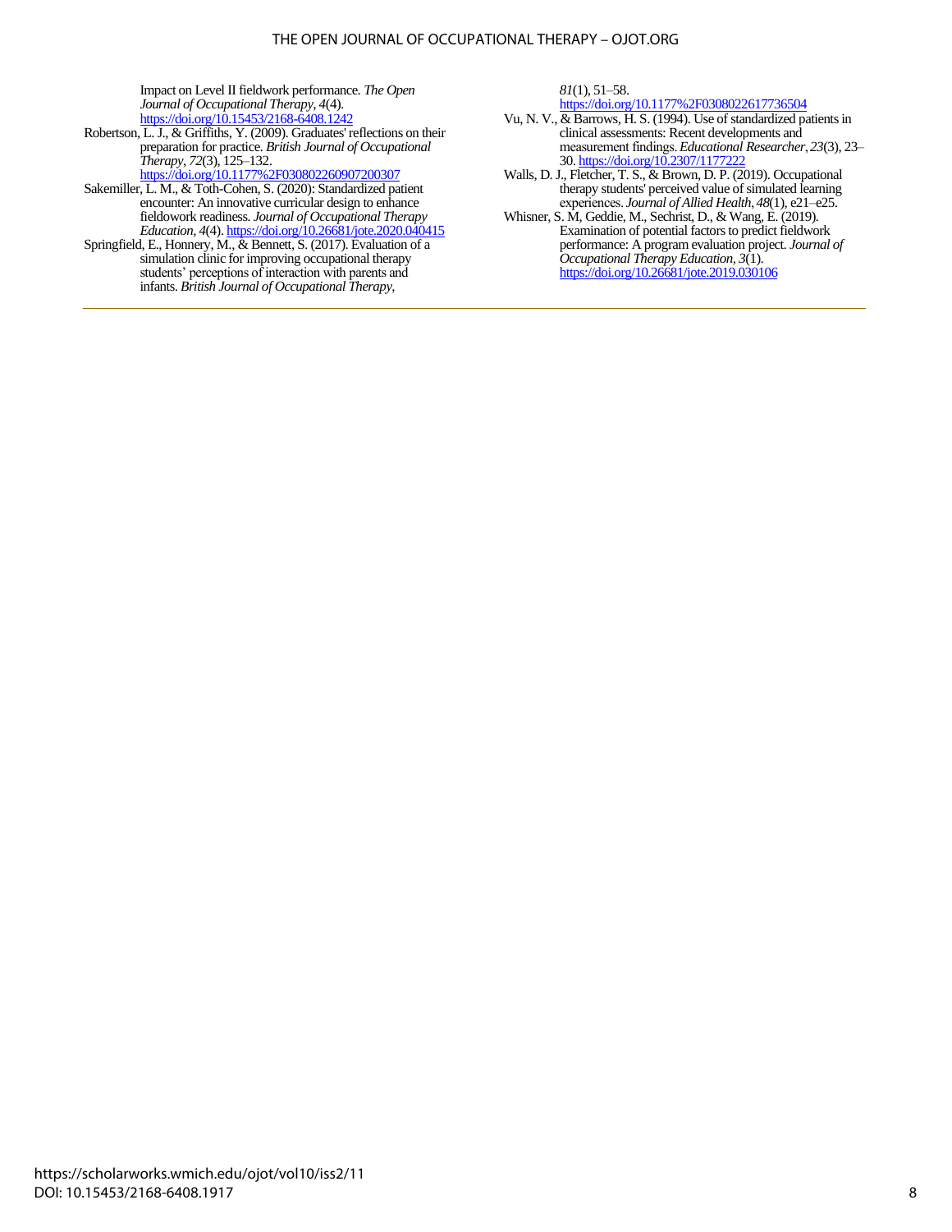Impact on Level II fieldwork performance. *The Open Journal of Occupational Therapy*, *4*(4). https://doi.org/10.15453/2168-6408.1242

Robertson, L. J., & Griffiths, Y. (2009). Graduates' reflections on their preparation for practice. *British Journal of Occupational Therapy*, *72*(3), 125–132. https://doi.org/10.1177%2F030802260907200307

Sakemiller, L. M., & Toth-Cohen, S. (2020): Standardized patient encounter: An innovative curricular design to enhance fieldowork readiness. *Journal of Occupational Therapy Education, 4*(4). https://doi.org/10.26681/jote.2020.040415

Springfield, E., Honnery, M., & Bennett, S. (2017). Evaluation of a simulation clinic for improving occupational therapy students' perceptions of interaction with parents and infants. *British Journal of Occupational Therapy*, *81*(1), 51–58. https://doi.org/10.1177%2F0308022617736504

Vu, N. V., & Barrows, H. S. (1994). Use of standardized patients in clinical assessments: Recent developments and measurement findings. *Educational Researcher*, *23*(3), 23–30. https://doi.org/10.2307/1177222

Walls, D. J., Fletcher, T. S., & Brown, D. P. (2019). Occupational therapy students' perceived value of simulated learning experiences. *Journal of Allied Health*, *48*(1), e21–e25.

Whisner, S. M, Geddie, M., Sechrist, D., & Wang, E. (2019). Examination of potential factors to predict fieldwork performance: A program evaluation project. *Journal of Occupational Therapy Education*, *3*(1). https://doi.org/10.26681/jote.2019.030106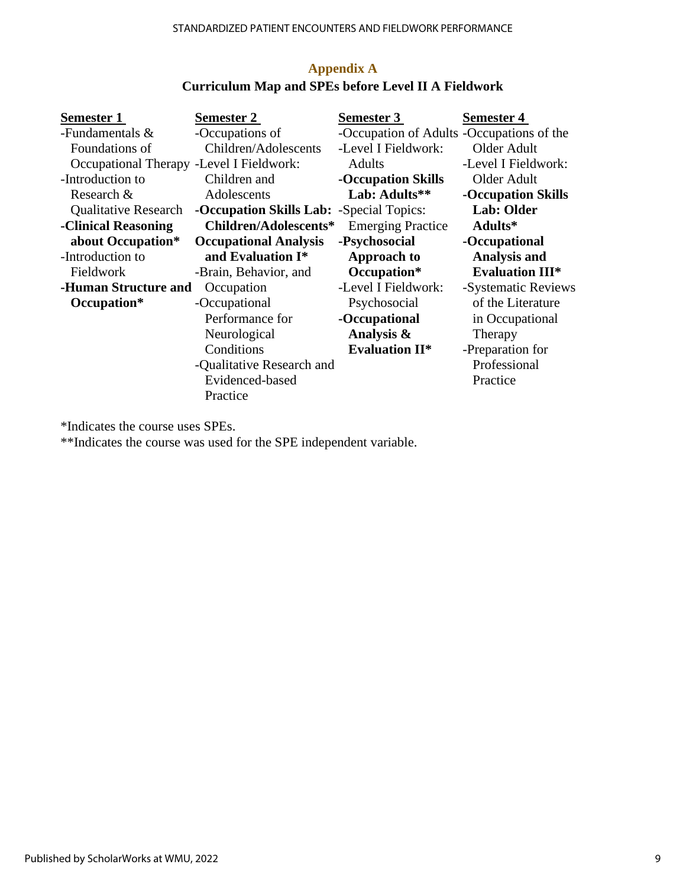## Appendix A

### Curriculum Map and SPEs before Level II A Fieldwork

| Semester 1 | Semester 2 | Semester 3 | Semester 4 |
|---|---|---|---|
| -Fundamentals & Foundations of Occupational Therapy | -Occupations of Children/Adolescents | -Occupation of Adults | -Occupations of the Older Adult |
| -Introduction to Research & Qualitative Research | -Level I Fieldwork: Children and Adolescents | -Level I Fieldwork: Adults | -Level I Fieldwork: Older Adult |
| **-Clinical Reasoning about Occupation*** | **-Occupation Skills Lab: Children/Adolescents*** | **-Occupation Skills Lab: Adults**** | **-Occupation Skills Lab: Older Adults*** |
| -Introduction to Fieldwork | **Occupational Analysis and Evaluation I*** | -Special Topics: Emerging Practice | **-Occupational Analysis and Evaluation III*** |
| **-Human Structure and Occupation*** | -Brain, Behavior, and Occupation | **-Psychosocial Approach to Occupation*** | -Systematic Reviews of the Literature in Occupational Therapy |
| | -Occupational Performance for Neurological Conditions | -Level I Fieldwork: Psychosocial | -Preparation for Professional Practice |
| | -Qualitative Research and Evidenced-based Practice | **-Occupational Analysis & Evaluation II*** | |

*Indicates the course uses SPEs.

**Indicates the course was used for the SPE independent variable.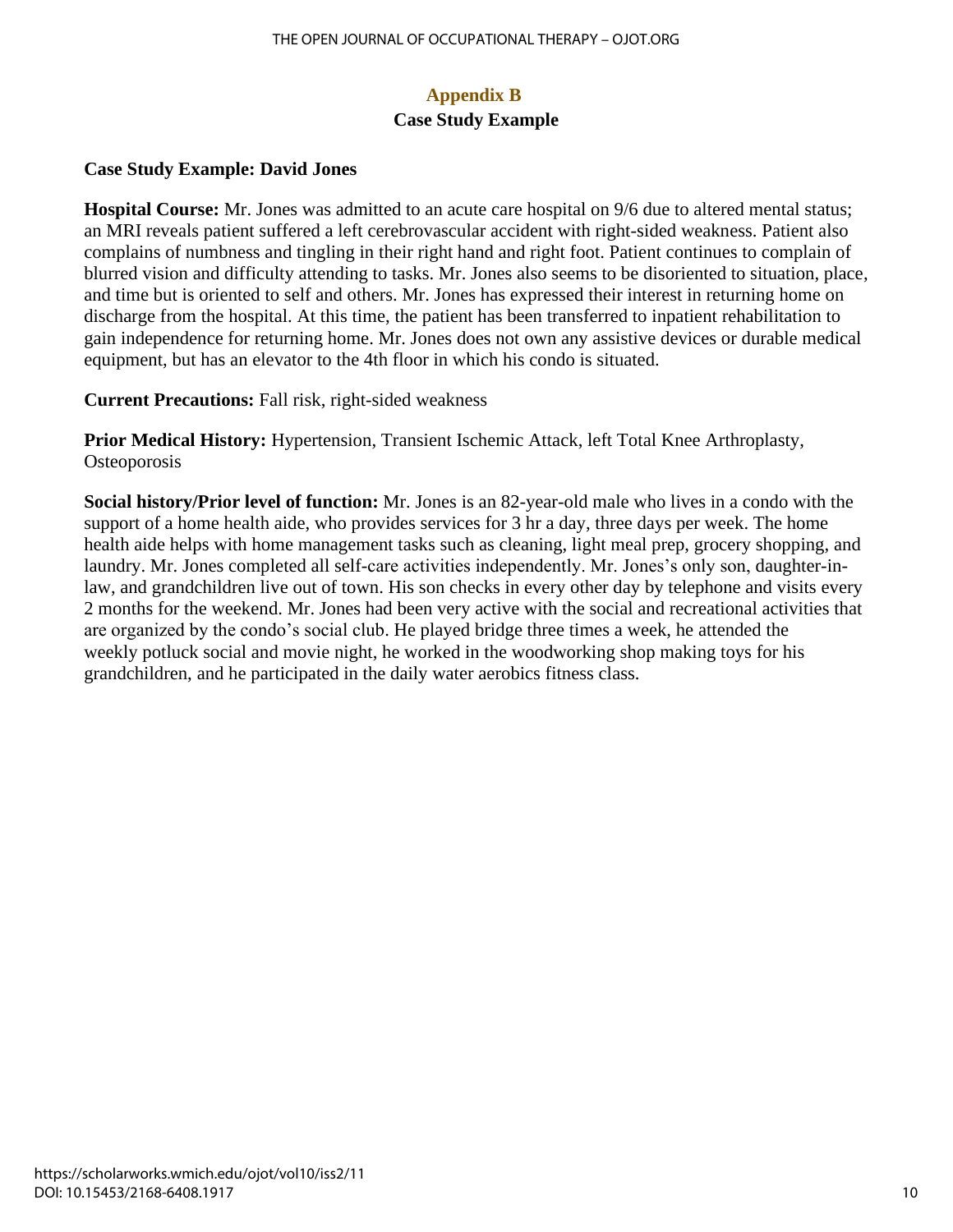## Appendix B

### Case Study Example

**Case Study Example: David Jones**

**Hospital Course:** Mr. Jones was admitted to an acute care hospital on 9/6 due to altered mental status; an MRI reveals patient suffered a left cerebrovascular accident with right-sided weakness. Patient also complains of numbness and tingling in their right hand and right foot. Patient continues to complain of blurred vision and difficulty attending to tasks. Mr. Jones also seems to be disoriented to situation, place, and time but is oriented to self and others. Mr. Jones has expressed their interest in returning home on discharge from the hospital. At this time, the patient has been transferred to inpatient rehabilitation to gain independence for returning home. Mr. Jones does not own any assistive devices or durable medical equipment, but has an elevator to the 4th floor in which his condo is situated.

**Current Precautions:** Fall risk, right-sided weakness

**Prior Medical History:** Hypertension, Transient Ischemic Attack, left Total Knee Arthroplasty, Osteoporosis

**Social history/Prior level of function:** Mr. Jones is an 82-year-old male who lives in a condo with the support of a home health aide, who provides services for 3 hr a day, three days per week. The home health aide helps with home management tasks such as cleaning, light meal prep, grocery shopping, and laundry. Mr. Jones completed all self-care activities independently. Mr. Jones's only son, daughter-in-law, and grandchildren live out of town. His son checks in every other day by telephone and visits every 2 months for the weekend. Mr. Jones had been very active with the social and recreational activities that are organized by the condo's social club. He played bridge three times a week, he attended the weekly potluck social and movie night, he worked in the woodworking shop making toys for his grandchildren, and he participated in the daily water aerobics fitness class.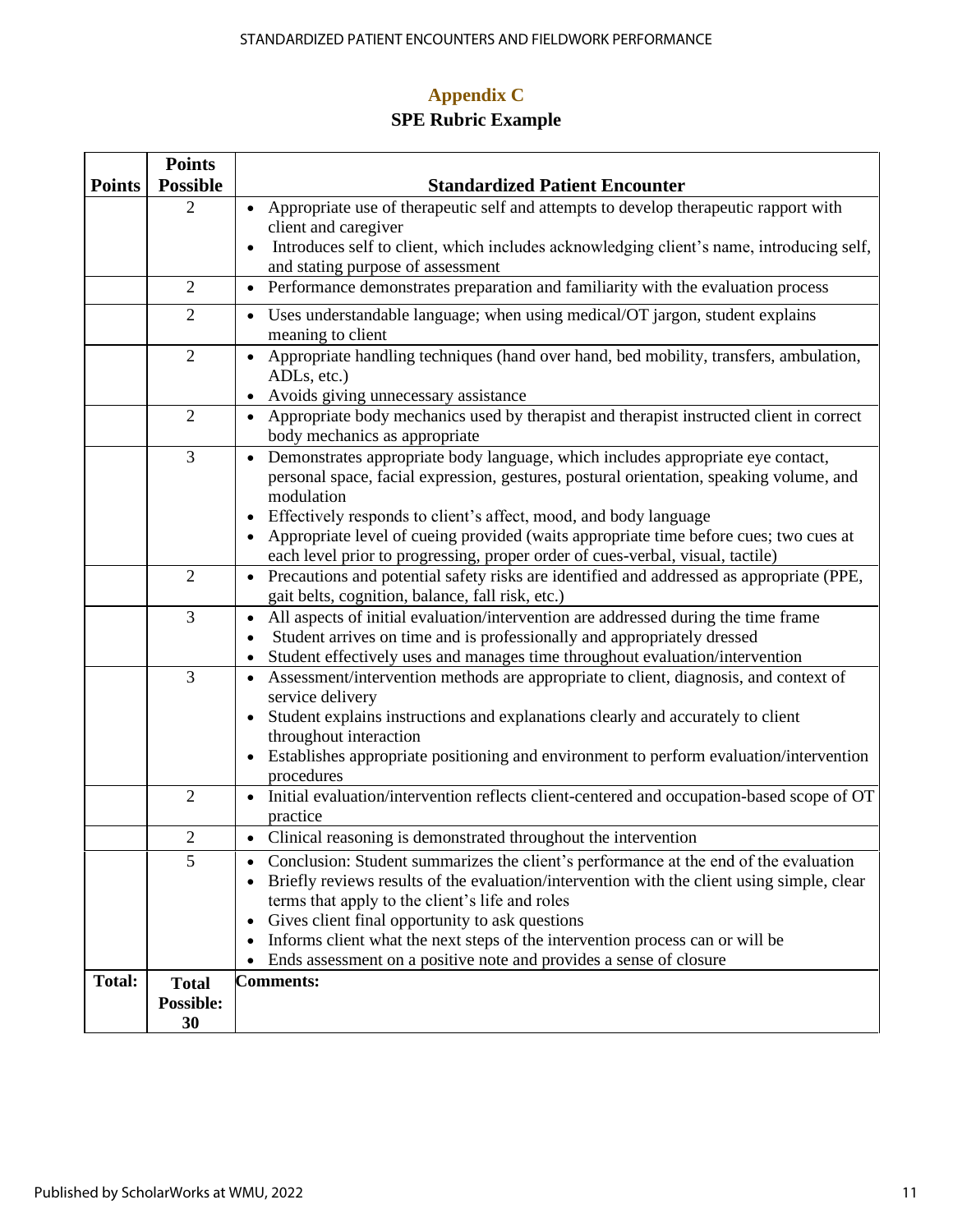## Appendix C

### SPE Rubric Example

| Points | Points Possible | Standardized Patient Encounter |
|---|---|---|
| | 2 | • Appropriate use of therapeutic self and attempts to develop therapeutic rapport with client and caregiver<br>• Introduces self to client, which includes acknowledging client's name, introducing self, and stating purpose of assessment |
| | 2 | • Performance demonstrates preparation and familiarity with the evaluation process |
| | 2 | • Uses understandable language; when using medical/OT jargon, student explains meaning to client |
| | 2 | • Appropriate handling techniques (hand over hand, bed mobility, transfers, ambulation, ADLs, etc.)<br>• Avoids giving unnecessary assistance |
| | 2 | • Appropriate body mechanics used by therapist and therapist instructed client in correct body mechanics as appropriate |
| | 3 | • Demonstrates appropriate body language, which includes appropriate eye contact, personal space, facial expression, gestures, postural orientation, speaking volume, and modulation<br>• Effectively responds to client's affect, mood, and body language<br>• Appropriate level of cueing provided (waits appropriate time before cues; two cues at each level prior to progressing, proper order of cues-verbal, visual, tactile) |
| | 2 | • Precautions and potential safety risks are identified and addressed as appropriate (PPE, gait belts, cognition, balance, fall risk, etc.) |
| | 3 | • All aspects of initial evaluation/intervention are addressed during the time frame<br>• Student arrives on time and is professionally and appropriately dressed<br>• Student effectively uses and manages time throughout evaluation/intervention |
| | 3 | • Assessment/intervention methods are appropriate to client, diagnosis, and context of service delivery<br>• Student explains instructions and explanations clearly and accurately to client throughout interaction<br>• Establishes appropriate positioning and environment to perform evaluation/intervention procedures |
| | 2 | • Initial evaluation/intervention reflects client-centered and occupation-based scope of OT practice |
| | 2 | • Clinical reasoning is demonstrated throughout the intervention |
| | 5 | • Conclusion: Student summarizes the client's performance at the end of the evaluation<br>• Briefly reviews results of the evaluation/intervention with the client using simple, clear terms that apply to the client's life and roles<br>• Gives client final opportunity to ask questions<br>• Informs client what the next steps of the intervention process can or will be<br>• Ends assessment on a positive note and provides a sense of closure |
| **Total:** | **Total Possible: 30** | **Comments:** |